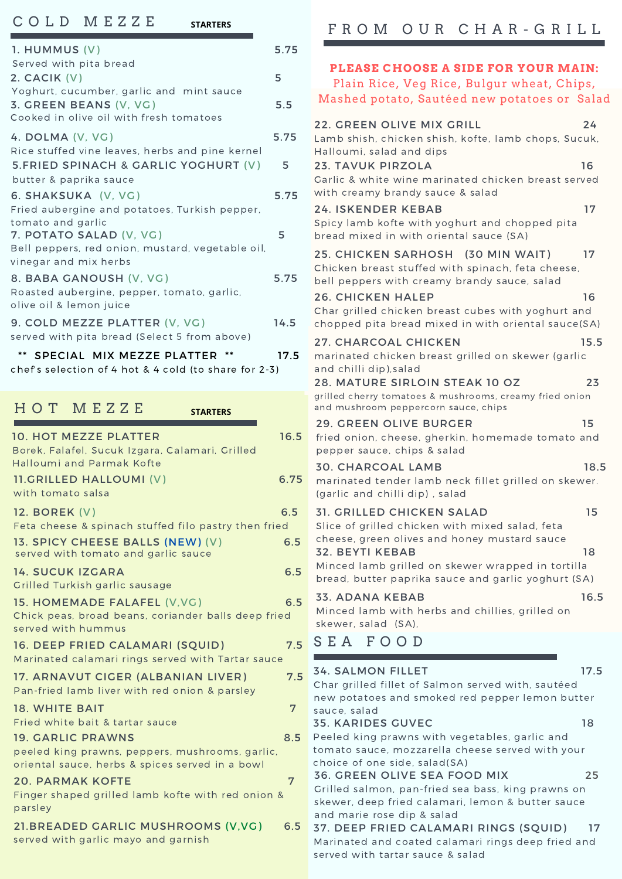## COLD MEZZE — STARTERS

**1. HUMMUS (V)** — 5.75
Served with pita bread

**2. CACIK (V)** — 5
Yoghurt, cucumber, garlic and mint sauce

**3. GREEN BEANS (V, VG)** — 5.5
Cooked in olive oil with fresh tomatoes

**4. DOLMA (V, VG)** — 5.75
Rice stuffed vine leaves, herbs and pine kernel

**5. FRIED SPINACH & GARLIC YOGHURT (V)** — 5
butter & paprika sauce

**6. SHAKSUKA (V, VG)** — 5.75
Fried aubergine and potatoes, Turkish pepper, tomato and garlic

**7. POTATO SALAD (V, VG)** — 5
Bell peppers, red onion, mustard, vegetable oil, vinegar and mix herbs

**8. BABA GANOUSH (V, VG)** — 5.75
Roasted aubergine, pepper, tomato, garlic, olive oil & lemon juice

**9. COLD MEZZE PLATTER (V, VG)** — 14.5
served with pita bread (Select 5 from above)

**\*\* SPECIAL MIX MEZZE PLATTER \*\*** — 17.5
chef's selection of 4 hot & 4 cold (to share for 2-3)

## HOT MEZZE — STARTERS

**10. HOT MEZZE PLATTER** — 16.5
Borek, Falafel, Sucuk Izgara, Calamari, Grilled Halloumi and Parmak Kofte

**11. GRILLED HALLOUMI (V)** — 6.75
with tomato salsa

**12. BOREK (V)** — 6.5
Feta cheese & spinach stuffed filo pastry then fried

**13. SPICY CHEESE BALLS (NEW) (V)** — 6.5
served with tomato and garlic sauce

**14. SUCUK IZGARA** — 6.5
Grilled Turkish garlic sausage

**15. HOMEMADE FALAFEL (V,VG)** — 6.5
Chick peas, broad beans, coriander balls deep fried served with hummus

**16. DEEP FRIED CALAMARI (SQUID)** — 7.5
Marinated calamari rings served with Tartar sauce

**17. ARNAVUT CIGER (ALBANIAN LIVER)** — 7.5
Pan-fried lamb liver with red onion & parsley

**18. WHITE BAIT** — 7
Fried white bait & tartar sauce

**19. GARLIC PRAWNS** — 8.5
peeled king prawns, peppers, mushrooms, garlic, oriental sauce, herbs & spices served in a bowl

**20. PARMAK KOFTE** — 7
Finger shaped grilled lamb kofte with red onion & parsley

**21. BREADED GARLIC MUSHROOMS (V,VG)** — 6.5
served with garlic mayo and garnish

## FROM OUR CHAR-GRILL

**PLEASE CHOOSE A SIDE FOR YOUR MAIN:**
Plain Rice, Veg Rice, Bulgur wheat, Chips, Mashed potato, Sautéed new potatoes or Salad

**22. GREEN OLIVE MIX GRILL** — 24
Lamb shish, chicken shish, kofte, lamb chops, Sucuk, Halloumi, salad and dips

**23. TAVUK PIRZOLA** — 16
Garlic & white wine marinated chicken breast served with creamy brandy sauce & salad

**24. ISKENDER KEBAB** — 17
Spicy lamb kofte with yoghurt and chopped pita bread mixed in with oriental sauce (SA)

**25. CHICKEN SARHOSH (30 MIN WAIT)** — 17
Chicken breast stuffed with spinach, feta cheese, bell peppers with creamy brandy sauce, salad

**26. CHICKEN HALEP** — 16
Char grilled chicken breast cubes with yoghurt and chopped pita bread mixed in with oriental sauce(SA)

**27. CHARCOAL CHICKEN** — 15.5
marinated chicken breast grilled on skewer (garlic and chilli dip),salad

**28. MATURE SIRLOIN STEAK 10 OZ** — 23
grilled cherry tomatoes & mushrooms, creamy fried onion and mushroom peppercorn sauce, chips

**29. GREEN OLIVE BURGER** — 15
fried onion, cheese, gherkin, homemade tomato and pepper sauce, chips & salad

**30. CHARCOAL LAMB** — 18.5
marinated tender lamb neck fillet grilled on skewer. (garlic and chilli dip) , salad

**31. GRILLED CHICKEN SALAD** — 15
Slice of grilled chicken with mixed salad, feta cheese, green olives and honey mustard sauce

**32. BEYTI KEBAB** — 18
Minced lamb grilled on skewer wrapped in tortilla bread, butter paprika sauce and garlic yoghurt (SA)

**33. ADANA KEBAB** — 16.5
Minced lamb with herbs and chillies, grilled on skewer, salad (SA),

## SEA FOOD

**34. SALMON FILLET** — 17.5
Char grilled fillet of Salmon served with, sautéed new potatoes and smoked red pepper lemon butter sauce, salad

**35. KARIDES GUVEC** — 18
Peeled king prawns with vegetables, garlic and tomato sauce, mozzarella cheese served with your choice of one side, salad(SA)

**36. GREEN OLIVE SEA FOOD MIX** — 25
Grilled salmon, pan-fried sea bass, king prawns on skewer, deep fried calamari, lemon & butter sauce and marie rose dip & salad

**37. DEEP FRIED CALAMARI RINGS (SQUID)** — 17
Marinated and coated calamari rings deep fried and served with tartar sauce & salad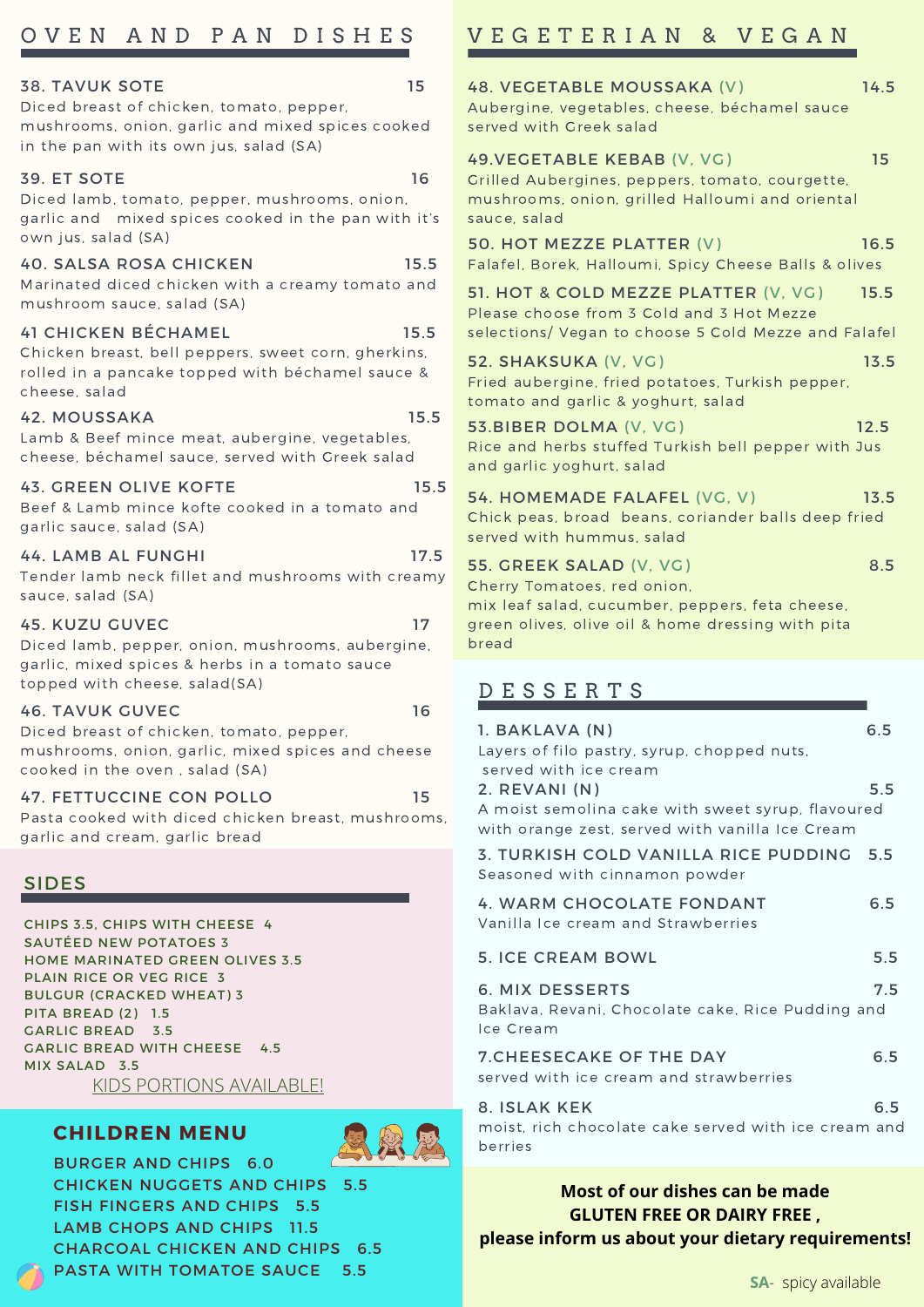## OVEN AND PAN DISHES

**38. TAVUK SOTE** 15
Diced breast of chicken, tomato, pepper, mushrooms, onion, garlic and mixed spices cooked in the pan with its own jus, salad (SA)

**39. ET SOTE** 16
Diced lamb, tomato, pepper, mushrooms, onion, garlic and mixed spices cooked in the pan with it's own jus, salad (SA)

**40. SALSA ROSA CHICKEN** 15.5
Marinated diced chicken with a creamy tomato and mushroom sauce, salad (SA)

**41 CHICKEN BÉCHAMEL** 15.5
Chicken breast, bell peppers, sweet corn, gherkins, rolled in a pancake topped with béchamel sauce & cheese, salad

**42. MOUSSAKA** 15.5
Lamb & Beef mince meat, aubergine, vegetables, cheese, béchamel sauce, served with Greek salad

**43. GREEN OLIVE KOFTE** 15.5
Beef & Lamb mince kofte cooked in a tomato and garlic sauce, salad (SA)

**44. LAMB AL FUNGHI** 17.5
Tender lamb neck fillet and mushrooms with creamy sauce, salad (SA)

**45. KUZU GUVEC** 17
Diced lamb, pepper, onion, mushrooms, aubergine, garlic, mixed spices & herbs in a tomato sauce topped with cheese, salad(SA)

**46. TAVUK GUVEC** 16
Diced breast of chicken, tomato, pepper, mushrooms, onion, garlic, mixed spices and cheese cooked in the oven , salad (SA)

**47. FETTUCCINE CON POLLO** 15
Pasta cooked with diced chicken breast, mushrooms, garlic and cream, garlic bread

## SIDES

CHIPS 3.5, CHIPS WITH CHEESE 4
SAUTÉED NEW POTATOES 3
HOME MARINATED GREEN OLIVES 3.5
PLAIN RICE OR VEG RICE 3
BULGUR (CRACKED WHEAT) 3
PITA BREAD (2) 1.5
GARLIC BREAD 3.5
GARLIC BREAD WITH CHEESE 4.5
MIX SALAD 3.5

KIDS PORTIONS AVAILABLE!

## CHILDREN MENU

BURGER AND CHIPS 6.0
CHICKEN NUGGETS AND CHIPS 5.5
FISH FINGERS AND CHIPS 5.5
LAMB CHOPS AND CHIPS 11.5
CHARCOAL CHICKEN AND CHIPS 6.5
PASTA WITH TOMATOE SAUCE 5.5

## VEGETERIAN & VEGAN

**48. VEGETABLE MOUSSAKA (V)** 14.5
Aubergine, vegetables, cheese, béchamel sauce served with Greek salad

**49.VEGETABLE KEBAB (V, VG)** 15
Grilled Aubergines, peppers, tomato, courgette, mushrooms, onion, grilled Halloumi and oriental sauce, salad

**50. HOT MEZZE PLATTER (V)** 16.5
Falafel, Borek, Halloumi, Spicy Cheese Balls & olives

**51. HOT & COLD MEZZE PLATTER (V, VG)** 15.5
Please choose from 3 Cold and 3 Hot Mezze selections/ Vegan to choose 5 Cold Mezze and Falafel

**52. SHAKSUKA (V, VG)** 13.5
Fried aubergine, fried potatoes, Turkish pepper, tomato and garlic & yoghurt, salad

**53.BIBER DOLMA (V, VG)** 12.5
Rice and herbs stuffed Turkish bell pepper with Jus and garlic yoghurt, salad

**54. HOMEMADE FALAFEL (VG, V)** 13.5
Chick peas, broad beans, coriander balls deep fried served with hummus, salad

**55. GREEK SALAD (V, VG)** 8.5
Cherry Tomatoes, red onion, mix leaf salad, cucumber, peppers, feta cheese, green olives, olive oil & home dressing with pita bread

## DESSERTS

**1. BAKLAVA (N)** 6.5
Layers of filo pastry, syrup, chopped nuts, served with ice cream

**2. REVANI (N)** 5.5
A moist semolina cake with sweet syrup, flavoured with orange zest, served with vanilla Ice Cream

**3. TURKISH COLD VANILLA RICE PUDDING** 5.5
Seasoned with cinnamon powder

**4. WARM CHOCOLATE FONDANT** 6.5
Vanilla Ice cream and Strawberries

**5. ICE CREAM BOWL** 5.5

**6. MIX DESSERTS** 7.5
Baklava, Revani, Chocolate cake, Rice Pudding and Ice Cream

**7.CHEESECAKE OF THE DAY** 6.5
served with ice cream and strawberries

**8. ISLAK KEK** 6.5
moist, rich chocolate cake served with ice cream and berries

**Most of our dishes can be made GLUTEN FREE OR DAIRY FREE , please inform us about your dietary requirements!**

SA- spicy available